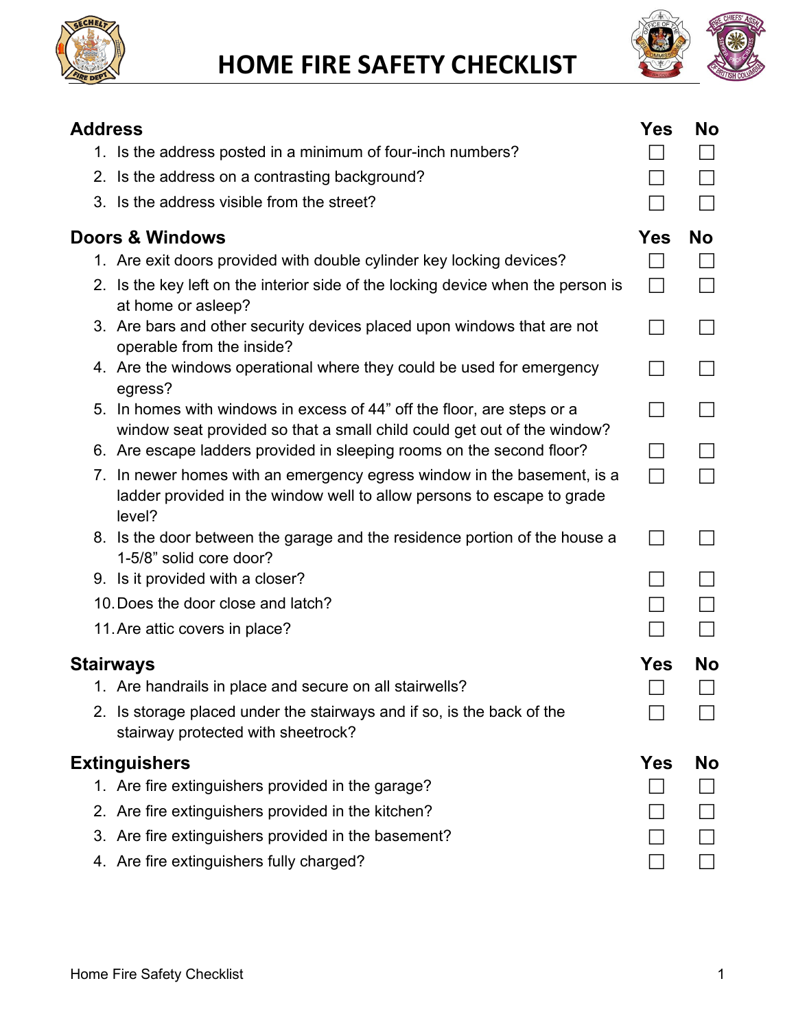# HOME FIRE SAFETY CHECKLIST

| Address | Yes | No |
|---|---|---|
| 1. Is the address posted in a minimum of four-inch numbers? | ☐ | ☐ |
| 2. Is the address on a contrasting background? | ☐ | ☐ |
| 3. Is the address visible from the street? | ☐ | ☐ |

| Doors & Windows | Yes | No |
|---|---|---|
| 1. Are exit doors provided with double cylinder key locking devices? | ☐ | ☐ |
| 2. Is the key left on the interior side of the locking device when the person is at home or asleep? | ☐ | ☐ |
| 3. Are bars and other security devices placed upon windows that are not operable from the inside? | ☐ | ☐ |
| 4. Are the windows operational where they could be used for emergency egress? | ☐ | ☐ |
| 5. In homes with windows in excess of 44” off the floor, are steps or a window seat provided so that a small child could get out of the window? | ☐ | ☐ |
| 6. Are escape ladders provided in sleeping rooms on the second floor? | ☐ | ☐ |
| 7. In newer homes with an emergency egress window in the basement, is a ladder provided in the window well to allow persons to escape to grade level? | ☐ | ☐ |
| 8. Is the door between the garage and the residence portion of the house a 1-5/8” solid core door? | ☐ | ☐ |
| 9. Is it provided with a closer? | ☐ | ☐ |
| 10. Does the door close and latch? | ☐ | ☐ |
| 11. Are attic covers in place? | ☐ | ☐ |

| Stairways | Yes | No |
|---|---|---|
| 1. Are handrails in place and secure on all stairwells? | ☐ | ☐ |
| 2. Is storage placed under the stairways and if so, is the back of the stairway protected with sheetrock? | ☐ | ☐ |

| Extinguishers | Yes | No |
|---|---|---|
| 1. Are fire extinguishers provided in the garage? | ☐ | ☐ |
| 2. Are fire extinguishers provided in the kitchen? | ☐ | ☐ |
| 3. Are fire extinguishers provided in the basement? | ☐ | ☐ |
| 4. Are fire extinguishers fully charged? | ☐ | ☐ |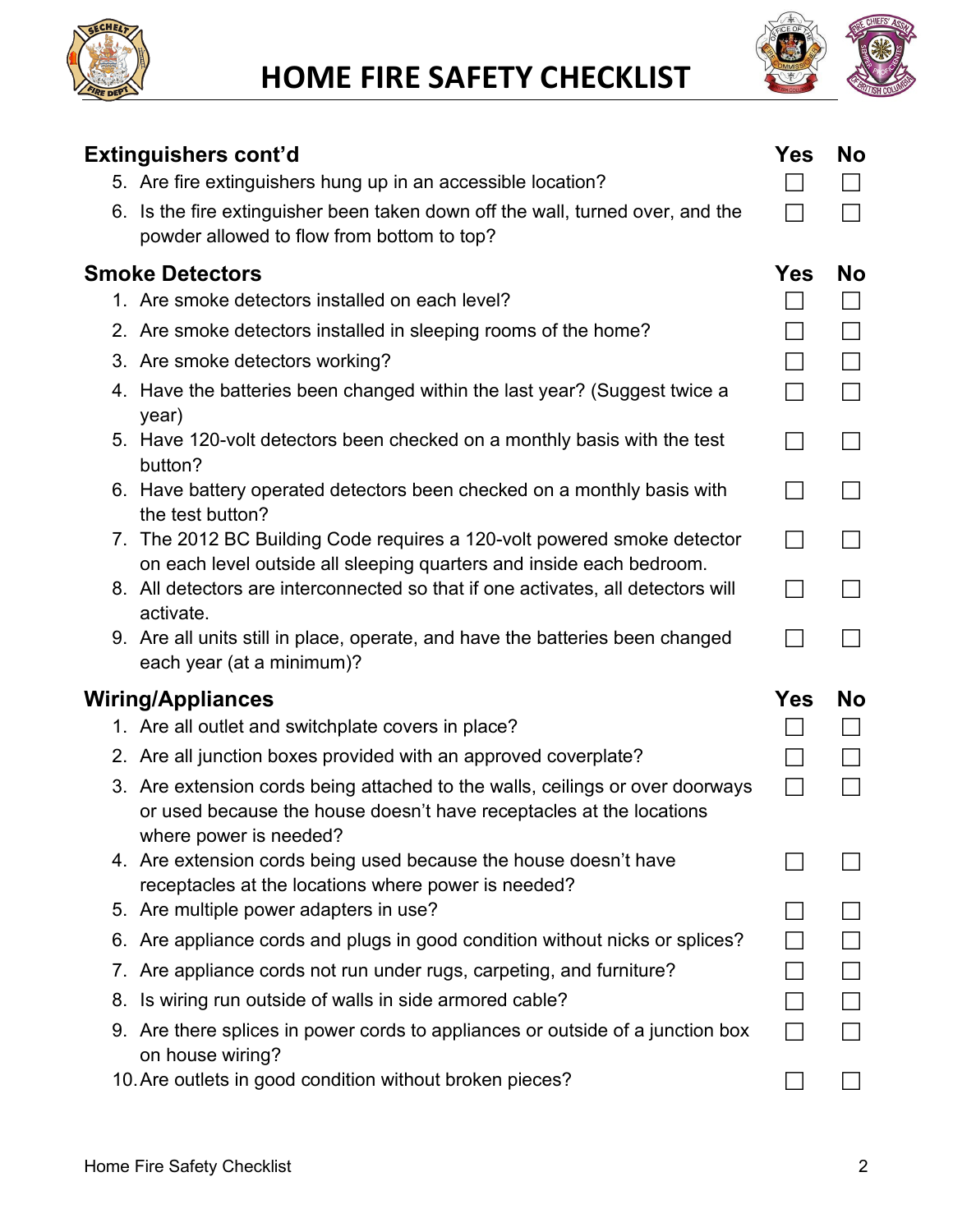# HOME FIRE SAFETY CHECKLIST

| Extinguishers cont'd | Yes | No |
|---|---|---|
| 5. Are fire extinguishers hung up in an accessible location? | ☐ | ☐ |
| 6. Is the fire extinguisher been taken down off the wall, turned over, and the powder allowed to flow from bottom to top? | ☐ | ☐ |

| Smoke Detectors | Yes | No |
|---|---|---|
| 1. Are smoke detectors installed on each level? | ☐ | ☐ |
| 2. Are smoke detectors installed in sleeping rooms of the home? | ☐ | ☐ |
| 3. Are smoke detectors working? | ☐ | ☐ |
| 4. Have the batteries been changed within the last year? (Suggest twice a year) | ☐ | ☐ |
| 5. Have 120-volt detectors been checked on a monthly basis with the test button? | ☐ | ☐ |
| 6. Have battery operated detectors been checked on a monthly basis with the test button? | ☐ | ☐ |
| 7. The 2012 BC Building Code requires a 120-volt powered smoke detector on each level outside all sleeping quarters and inside each bedroom. | ☐ | ☐ |
| 8. All detectors are interconnected so that if one activates, all detectors will activate. | ☐ | ☐ |
| 9. Are all units still in place, operate, and have the batteries been changed each year (at a minimum)? | ☐ | ☐ |

| Wiring/Appliances | Yes | No |
|---|---|---|
| 1. Are all outlet and switchplate covers in place? | ☐ | ☐ |
| 2. Are all junction boxes provided with an approved coverplate? | ☐ | ☐ |
| 3. Are extension cords being attached to the walls, ceilings or over doorways or used because the house doesn't have receptacles at the locations where power is needed? | ☐ | ☐ |
| 4. Are extension cords being used because the house doesn't have receptacles at the locations where power is needed? | ☐ | ☐ |
| 5. Are multiple power adapters in use? | ☐ | ☐ |
| 6. Are appliance cords and plugs in good condition without nicks or splices? | ☐ | ☐ |
| 7. Are appliance cords not run under rugs, carpeting, and furniture? | ☐ | ☐ |
| 8. Is wiring run outside of walls in side armored cable? | ☐ | ☐ |
| 9. Are there splices in power cords to appliances or outside of a junction box on house wiring? | ☐ | ☐ |
| 10. Are outlets in good condition without broken pieces? | ☐ | ☐ |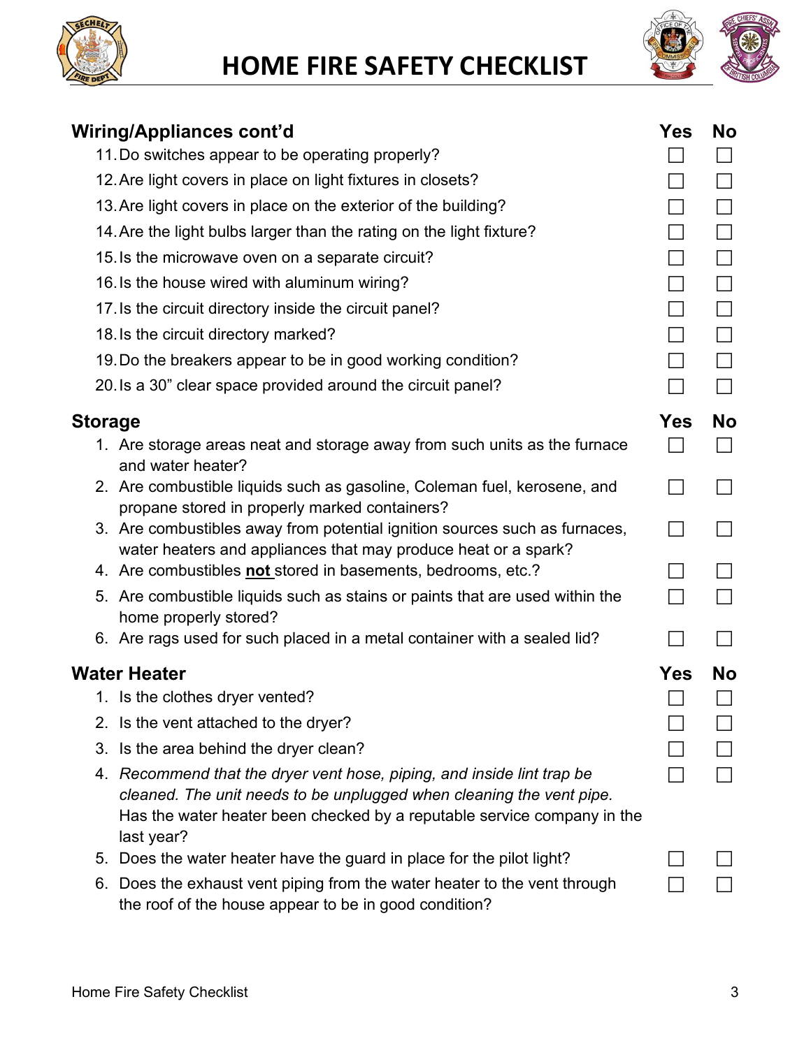# HOME FIRE SAFETY CHECKLIST

## Wiring/Appliances cont'd

| | Yes | No |
|---|---|---|
| 11. Do switches appear to be operating properly? | ☐ | ☐ |
| 12. Are light covers in place on light fixtures in closets? | ☐ | ☐ |
| 13. Are light covers in place on the exterior of the building? | ☐ | ☐ |
| 14. Are the light bulbs larger than the rating on the light fixture? | ☐ | ☐ |
| 15. Is the microwave oven on a separate circuit? | ☐ | ☐ |
| 16. Is the house wired with aluminum wiring? | ☐ | ☐ |
| 17. Is the circuit directory inside the circuit panel? | ☐ | ☐ |
| 18. Is the circuit directory marked? | ☐ | ☐ |
| 19. Do the breakers appear to be in good working condition? | ☐ | ☐ |
| 20. Is a 30" clear space provided around the circuit panel? | ☐ | ☐ |

## Storage

| | Yes | No |
|---|---|---|
| 1. Are storage areas neat and storage away from such units as the furnace and water heater? | ☐ | ☐ |
| 2. Are combustible liquids such as gasoline, Coleman fuel, kerosene, and propane stored in properly marked containers? | ☐ | ☐ |
| 3. Are combustibles away from potential ignition sources such as furnaces, water heaters and appliances that may produce heat or a spark? | ☐ | ☐ |
| 4. Are combustibles **<u>not</u>** stored in basements, bedrooms, etc.? | ☐ | ☐ |
| 5. Are combustible liquids such as stains or paints that are used within the home properly stored? | ☐ | ☐ |
| 6. Are rags used for such placed in a metal container with a sealed lid? | ☐ | ☐ |

## Water Heater

| | Yes | No |
|---|---|---|
| 1. Is the clothes dryer vented? | ☐ | ☐ |
| 2. Is the vent attached to the dryer? | ☐ | ☐ |
| 3. Is the area behind the dryer clean? | ☐ | ☐ |
| 4. *Recommend that the dryer vent hose, piping, and inside lint trap be cleaned. The unit needs to be unplugged when cleaning the vent pipe.* Has the water heater been checked by a reputable service company in the last year? | ☐ | ☐ |
| 5. Does the water heater have the guard in place for the pilot light? | ☐ | ☐ |
| 6. Does the exhaust vent piping from the water heater to the vent through the roof of the house appear to be in good condition? | ☐ | ☐ |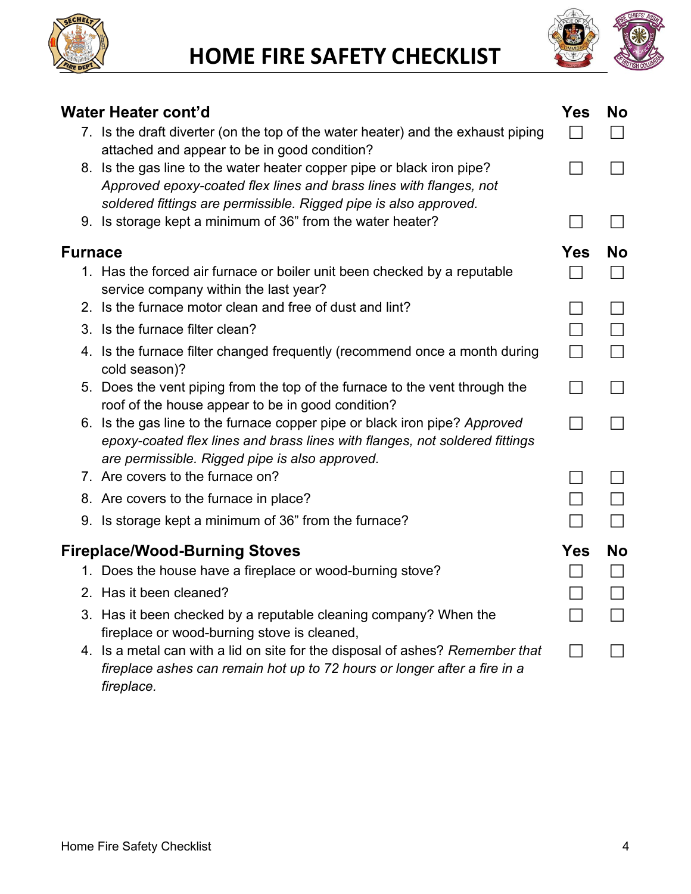# HOME FIRE SAFETY CHECKLIST

| Water Heater cont'd | Yes | No |
|---|---|---|
| 7. Is the draft diverter (on the top of the water heater) and the exhaust piping attached and appear to be in good condition? | ☐ | ☐ |
| 8. Is the gas line to the water heater copper pipe or black iron pipe? *Approved epoxy-coated flex lines and brass lines with flanges, not soldered fittings are permissible. Rigged pipe is also approved.* | ☐ | ☐ |
| 9. Is storage kept a minimum of 36" from the water heater? | ☐ | ☐ |

| Furnace | Yes | No |
|---|---|---|
| 1. Has the forced air furnace or boiler unit been checked by a reputable service company within the last year? | ☐ | ☐ |
| 2. Is the furnace motor clean and free of dust and lint? | ☐ | ☐ |
| 3. Is the furnace filter clean? | ☐ | ☐ |
| 4. Is the furnace filter changed frequently (recommend once a month during cold season)? | ☐ | ☐ |
| 5. Does the vent piping from the top of the furnace to the vent through the roof of the house appear to be in good condition? | ☐ | ☐ |
| 6. Is the gas line to the furnace copper pipe or black iron pipe? *Approved epoxy-coated flex lines and brass lines with flanges, not soldered fittings are permissible. Rigged pipe is also approved.* | ☐ | ☐ |
| 7. Are covers to the furnace on? | ☐ | ☐ |
| 8. Are covers to the furnace in place? | ☐ | ☐ |
| 9. Is storage kept a minimum of 36" from the furnace? | ☐ | ☐ |

| Fireplace/Wood-Burning Stoves | Yes | No |
|---|---|---|
| 1. Does the house have a fireplace or wood-burning stove? | ☐ | ☐ |
| 2. Has it been cleaned? | ☐ | ☐ |
| 3. Has it been checked by a reputable cleaning company? When the fireplace or wood-burning stove is cleaned, | ☐ | ☐ |
| 4. Is a metal can with a lid on site for the disposal of ashes? *Remember that fireplace ashes can remain hot up to 72 hours or longer after a fire in a fireplace.* | ☐ | ☐ |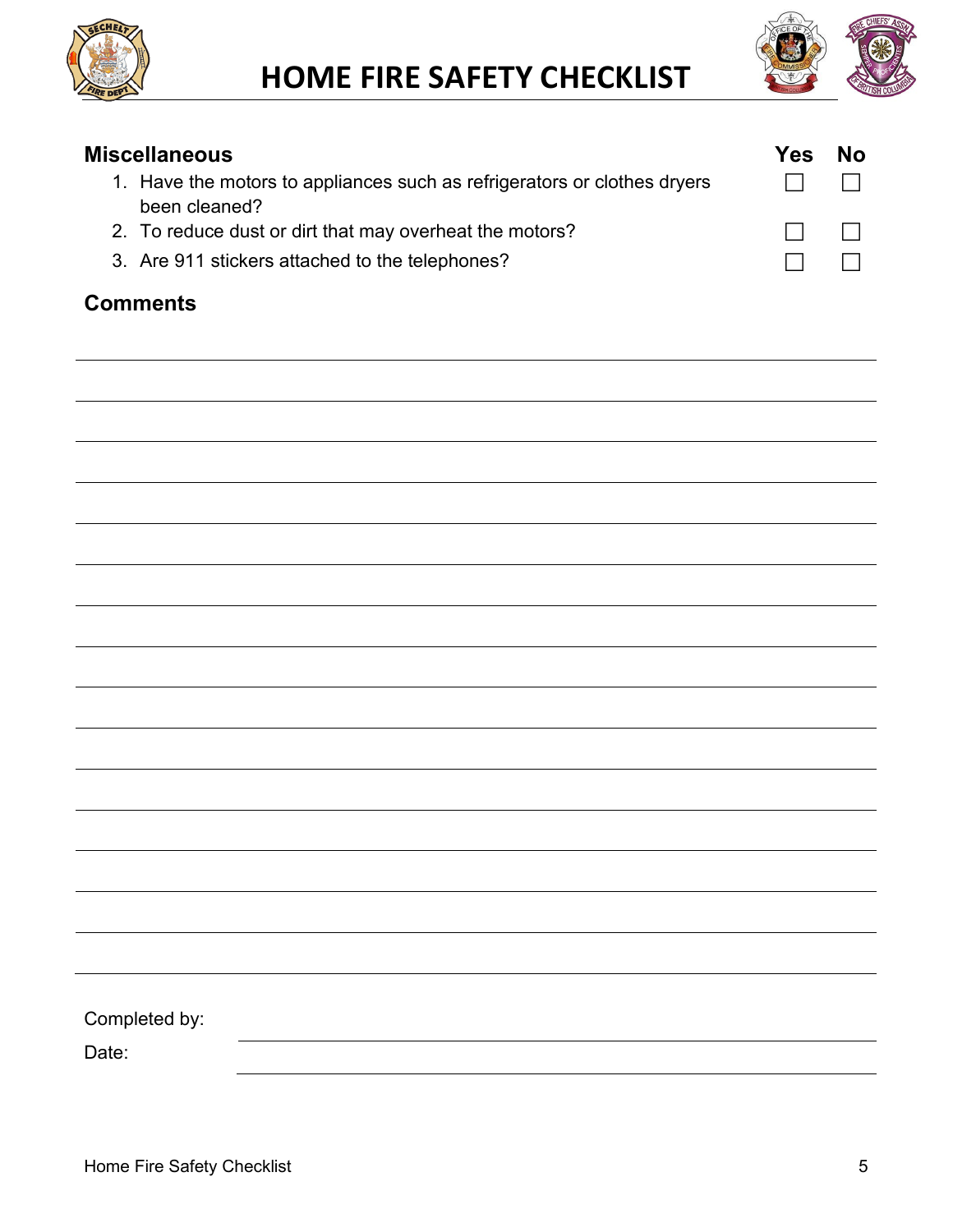# HOME FIRE SAFETY CHECKLIST

| Miscellaneous | Yes | No |
|---|---|---|
| 1. Have the motors to appliances such as refrigerators or clothes dryers been cleaned? | ☐ | ☐ |
| 2. To reduce dust or dirt that may overheat the motors? | ☐ | ☐ |
| 3. Are 911 stickers attached to the telephones? | ☐ | ☐ |

## Comments

Completed by:

Date: